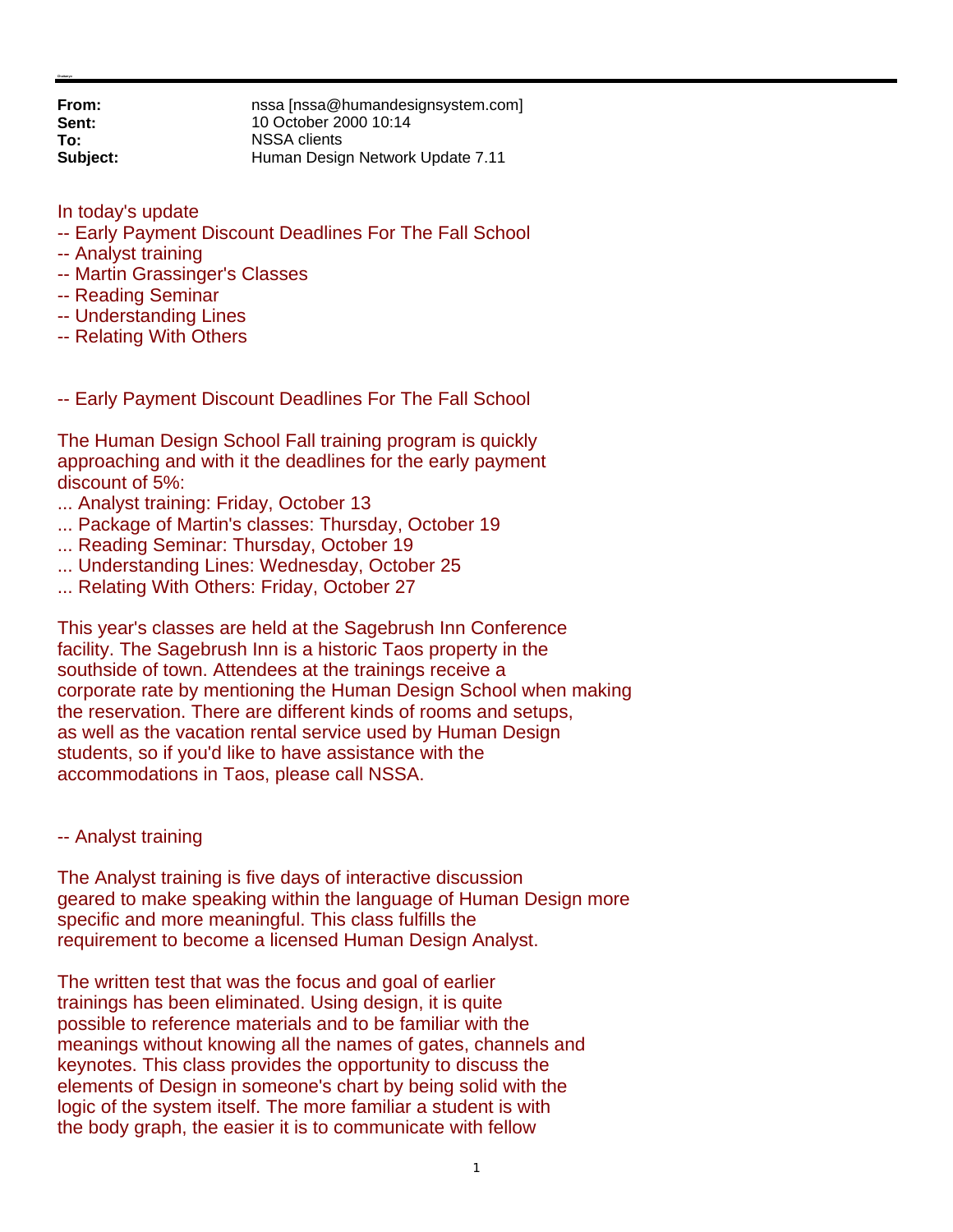**From:** nssa [nssa@humandesignsystem.com]
**Sent:** 10 October 2000 10:14
**To:** NSSA clients
**Subject:** Human Design Network Update 7.11

In today's update
-- Early Payment Discount Deadlines For The Fall School
-- Analyst training
-- Martin Grassinger's Classes
-- Reading Seminar
-- Understanding Lines
-- Relating With Others

-- Early Payment Discount Deadlines For The Fall School

The Human Design School Fall training program is quickly approaching and with it the deadlines for the early payment discount of 5%:
... Analyst training: Friday, October 13
... Package of Martin's classes: Thursday, October 19
... Reading Seminar: Thursday, October 19
... Understanding Lines: Wednesday, October 25
... Relating With Others: Friday, October 27

This year's classes are held at the Sagebrush Inn Conference facility. The Sagebrush Inn is a historic Taos property in the southside of town. Attendees at the trainings receive a corporate rate by mentioning the Human Design School when making the reservation. There are different kinds of rooms and setups, as well as the vacation rental service used by Human Design students, so if you'd like to have assistance with the accommodations in Taos, please call NSSA.

-- Analyst training

The Analyst training is five days of interactive discussion geared to make speaking within the language of Human Design more specific and more meaningful. This class fulfills the requirement to become a licensed Human Design Analyst.

The written test that was the focus and goal of earlier trainings has been eliminated. Using design, it is quite possible to reference materials and to be familiar with the meanings without knowing all the names of gates, channels and keynotes. This class provides the opportunity to discuss the elements of Design in someone's chart by being solid with the logic of the system itself. The more familiar a student is with the body graph, the easier it is to communicate with fellow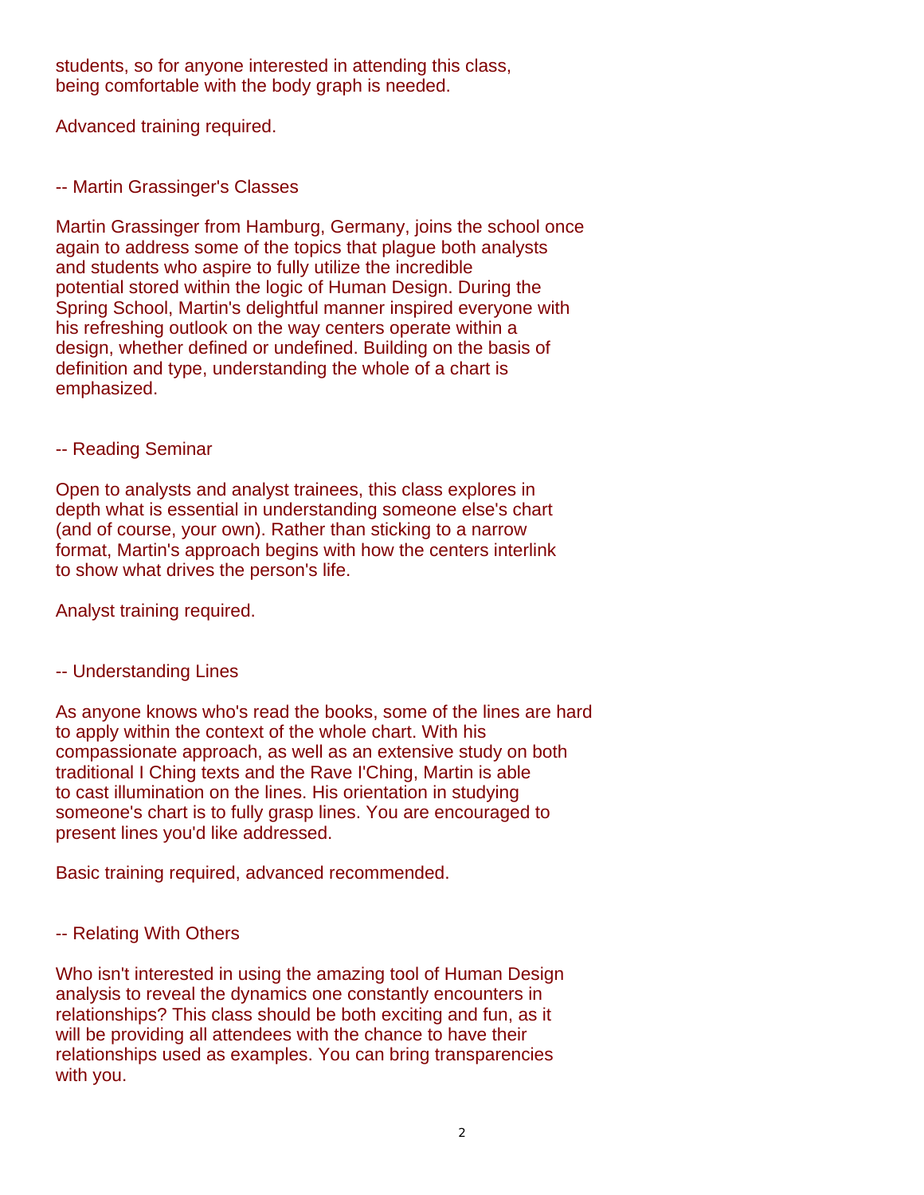students, so for anyone interested in attending this class, being comfortable with the body graph is needed.

Advanced training required.

-- Martin Grassinger's Classes

Martin Grassinger from Hamburg, Germany, joins the school once again to address some of the topics that plague both analysts and students who aspire to fully utilize the incredible potential stored within the logic of Human Design. During the Spring School, Martin's delightful manner inspired everyone with his refreshing outlook on the way centers operate within a design, whether defined or undefined. Building on the basis of definition and type, understanding the whole of a chart is emphasized.

-- Reading Seminar

Open to analysts and analyst trainees, this class explores in depth what is essential in understanding someone else's chart (and of course, your own). Rather than sticking to a narrow format, Martin's approach begins with how the centers interlink to show what drives the person's life.

Analyst training required.

-- Understanding Lines

As anyone knows who's read the books, some of the lines are hard to apply within the context of the whole chart. With his compassionate approach, as well as an extensive study on both traditional I Ching texts and the Rave I'Ching, Martin is able to cast illumination on the lines. His orientation in studying someone's chart is to fully grasp lines. You are encouraged to present lines you'd like addressed.

Basic training required, advanced recommended.

-- Relating With Others

Who isn't interested in using the amazing tool of Human Design analysis to reveal the dynamics one constantly encounters in relationships? This class should be both exciting and fun, as it will be providing all attendees with the chance to have their relationships used as examples. You can bring transparencies with you.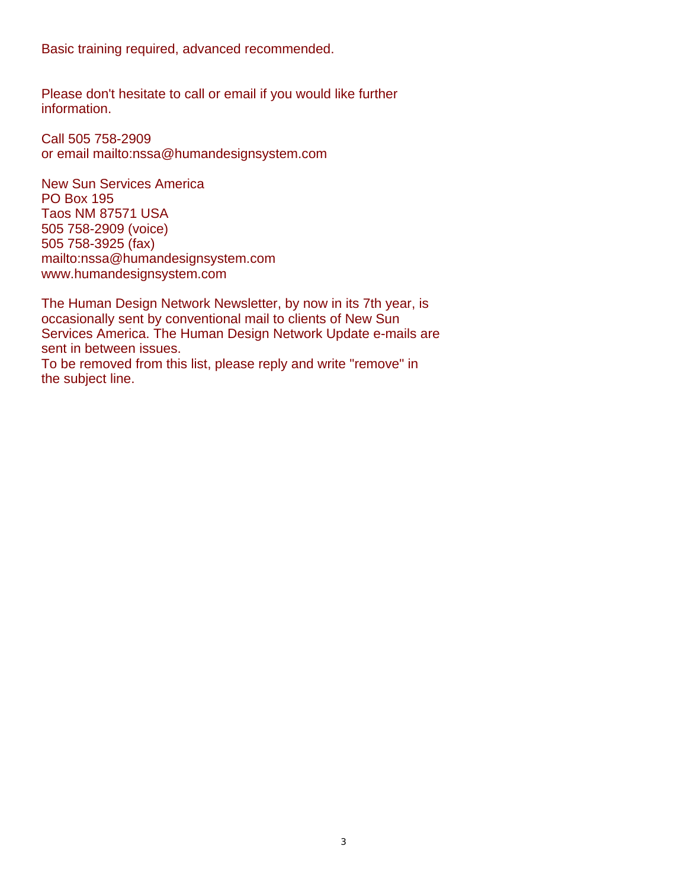Basic training required, advanced recommended.

Please don't hesitate to call or email if you would like further information.

Call 505 758-2909
or email mailto:nssa@humandesignsystem.com

New Sun Services America
PO Box 195
Taos NM 87571 USA
505 758-2909 (voice)
505 758-3925 (fax)
mailto:nssa@humandesignsystem.com
www.humandesignsystem.com

The Human Design Network Newsletter, by now in its 7th year, is occasionally sent by conventional mail to clients of New Sun Services America. The Human Design Network Update e-mails are sent in between issues.
To be removed from this list, please reply and write "remove" in the subject line.